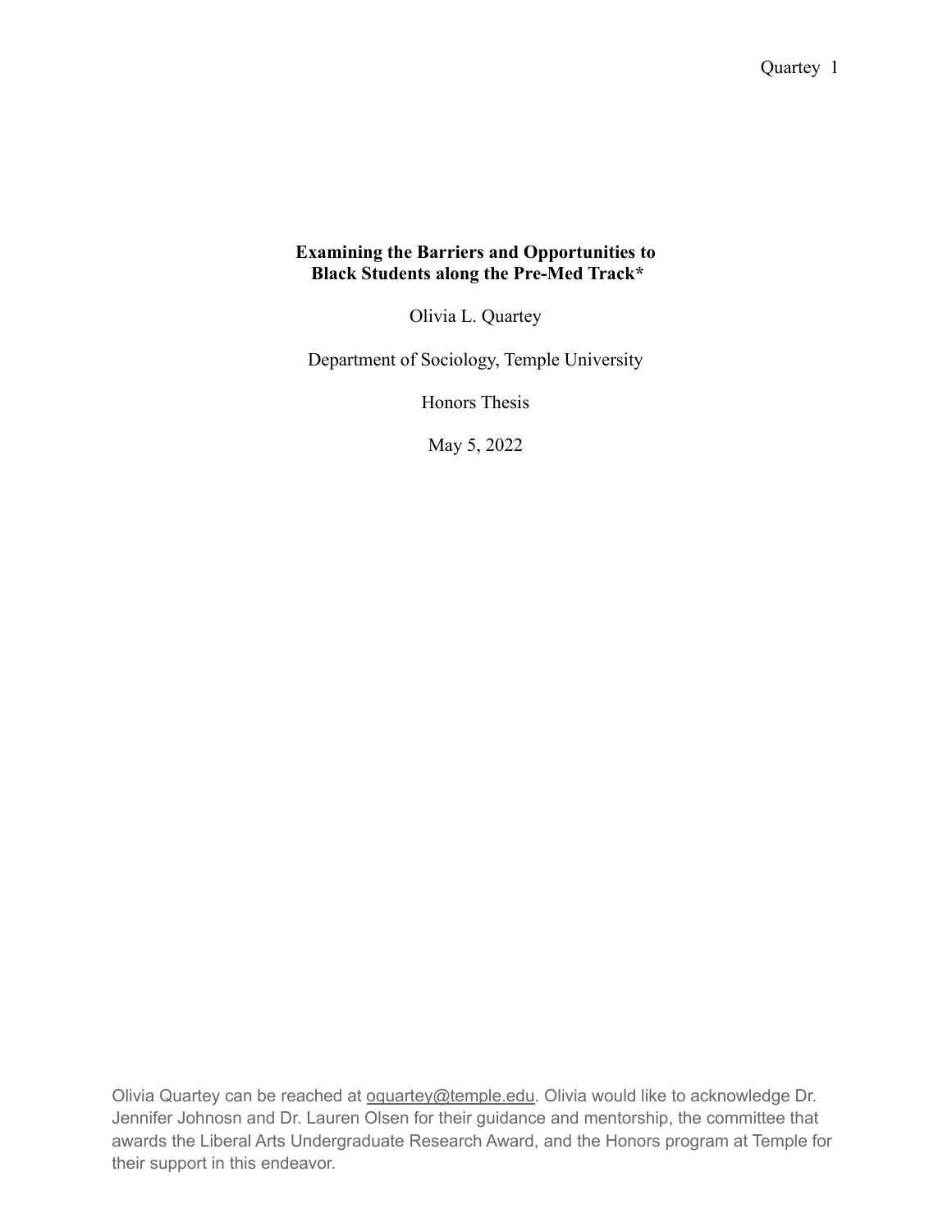# Examining the Barriers and Opportunities to Black Students along the Pre-Med Track*

Olivia L. Quartey

Department of Sociology, Temple University

Honors Thesis

May 5, 2022

Olivia Quartey can be reached at oquartey@temple.edu. Olivia would like to acknowledge Dr. Jennifer Johnosn and Dr. Lauren Olsen for their guidance and mentorship, the committee that awards the Liberal Arts Undergraduate Research Award, and the Honors program at Temple for their support in this endeavor.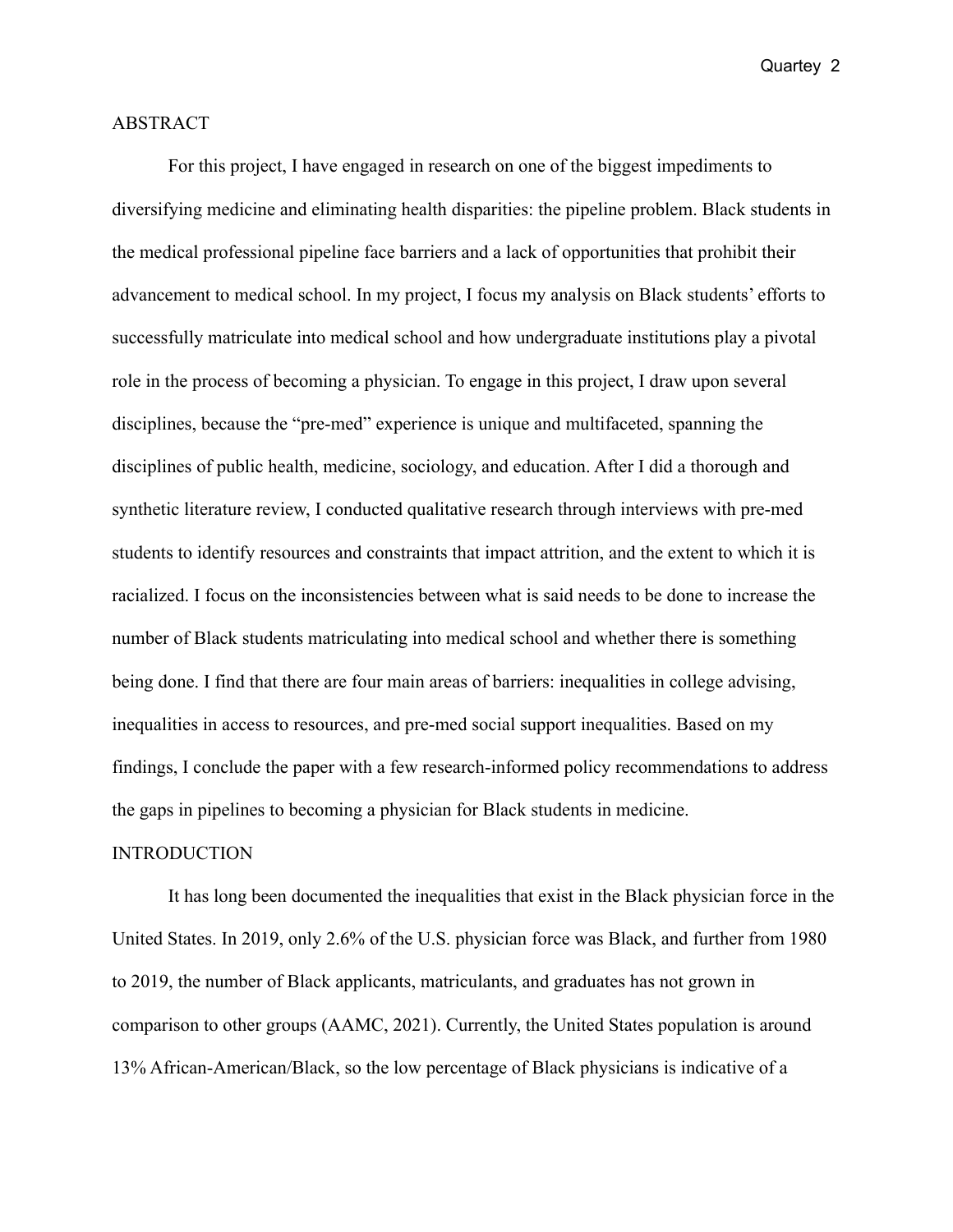## ABSTRACT

For this project, I have engaged in research on one of the biggest impediments to diversifying medicine and eliminating health disparities: the pipeline problem. Black students in the medical professional pipeline face barriers and a lack of opportunities that prohibit their advancement to medical school. In my project, I focus my analysis on Black students' efforts to successfully matriculate into medical school and how undergraduate institutions play a pivotal role in the process of becoming a physician. To engage in this project, I draw upon several disciplines, because the "pre-med" experience is unique and multifaceted, spanning the disciplines of public health, medicine, sociology, and education. After I did a thorough and synthetic literature review, I conducted qualitative research through interviews with pre-med students to identify resources and constraints that impact attrition, and the extent to which it is racialized. I focus on the inconsistencies between what is said needs to be done to increase the number of Black students matriculating into medical school and whether there is something being done. I find that there are four main areas of barriers: inequalities in college advising, inequalities in access to resources, and pre-med social support inequalities. Based on my findings, I conclude the paper with a few research-informed policy recommendations to address the gaps in pipelines to becoming a physician for Black students in medicine.

## INTRODUCTION

It has long been documented the inequalities that exist in the Black physician force in the United States. In 2019, only 2.6% of the U.S. physician force was Black, and further from 1980 to 2019, the number of Black applicants, matriculants, and graduates has not grown in comparison to other groups (AAMC, 2021). Currently, the United States population is around 13% African-American/Black, so the low percentage of Black physicians is indicative of a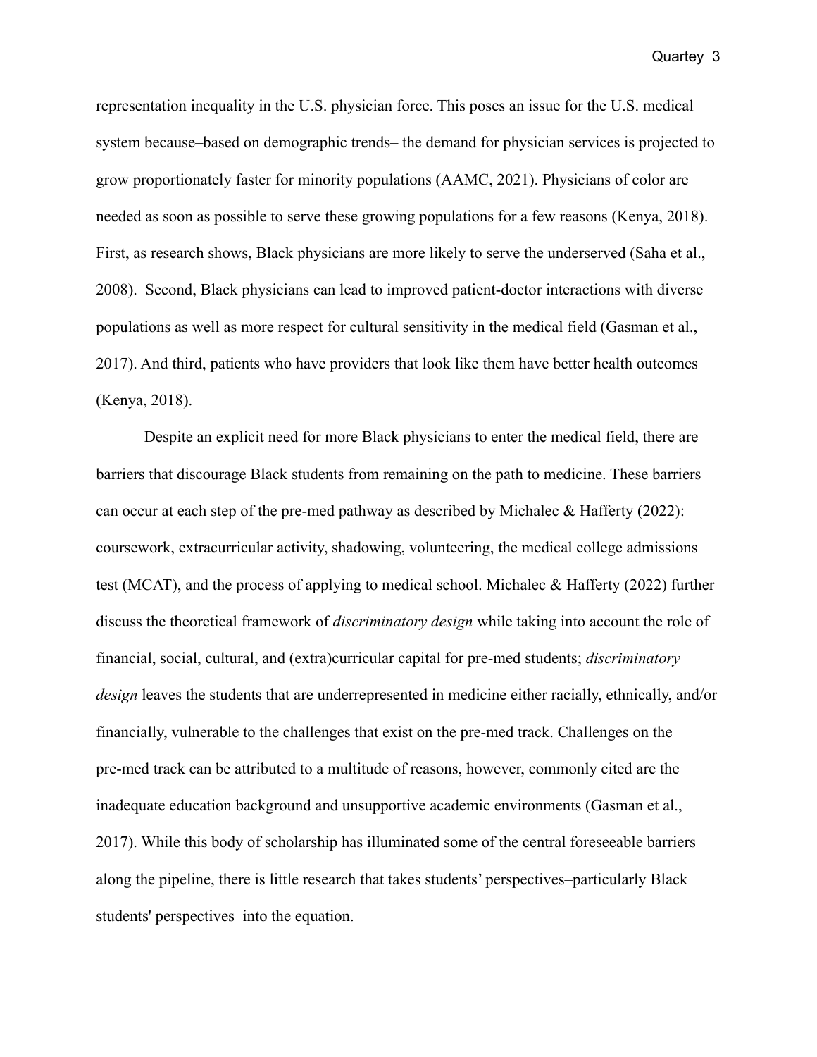representation inequality in the U.S. physician force. This poses an issue for the U.S. medical system because–based on demographic trends– the demand for physician services is projected to grow proportionately faster for minority populations (AAMC, 2021). Physicians of color are needed as soon as possible to serve these growing populations for a few reasons (Kenya, 2018). First, as research shows, Black physicians are more likely to serve the underserved (Saha et al., 2008). Second, Black physicians can lead to improved patient-doctor interactions with diverse populations as well as more respect for cultural sensitivity in the medical field (Gasman et al., 2017). And third, patients who have providers that look like them have better health outcomes (Kenya, 2018).

Despite an explicit need for more Black physicians to enter the medical field, there are barriers that discourage Black students from remaining on the path to medicine. These barriers can occur at each step of the pre-med pathway as described by Michalec & Hafferty (2022): coursework, extracurricular activity, shadowing, volunteering, the medical college admissions test (MCAT), and the process of applying to medical school. Michalec & Hafferty (2022) further discuss the theoretical framework of *discriminatory design* while taking into account the role of financial, social, cultural, and (extra)curricular capital for pre-med students; *discriminatory design* leaves the students that are underrepresented in medicine either racially, ethnically, and/or financially, vulnerable to the challenges that exist on the pre-med track. Challenges on the pre-med track can be attributed to a multitude of reasons, however, commonly cited are the inadequate education background and unsupportive academic environments (Gasman et al., 2017). While this body of scholarship has illuminated some of the central foreseeable barriers along the pipeline, there is little research that takes students' perspectives–particularly Black students' perspectives–into the equation.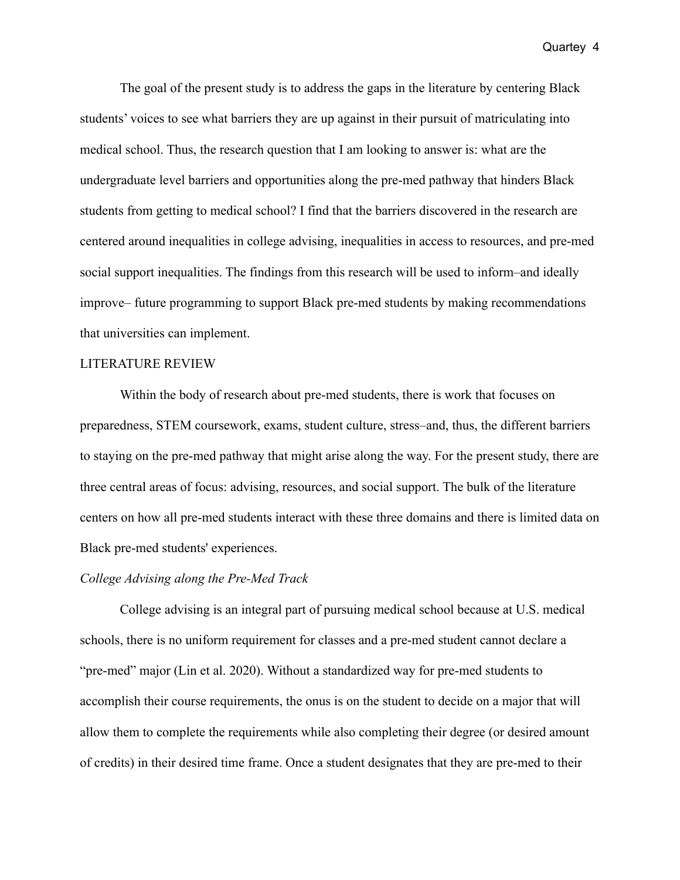The goal of the present study is to address the gaps in the literature by centering Black students' voices to see what barriers they are up against in their pursuit of matriculating into medical school. Thus, the research question that I am looking to answer is: what are the undergraduate level barriers and opportunities along the pre-med pathway that hinders Black students from getting to medical school? I find that the barriers discovered in the research are centered around inequalities in college advising, inequalities in access to resources, and pre-med social support inequalities. The findings from this research will be used to inform–and ideally improve– future programming to support Black pre-med students by making recommendations that universities can implement.

## LITERATURE REVIEW

Within the body of research about pre-med students, there is work that focuses on preparedness, STEM coursework, exams, student culture, stress–and, thus, the different barriers to staying on the pre-med pathway that might arise along the way. For the present study, there are three central areas of focus: advising, resources, and social support. The bulk of the literature centers on how all pre-med students interact with these three domains and there is limited data on Black pre-med students' experiences.

### *College Advising along the Pre-Med Track*

College advising is an integral part of pursuing medical school because at U.S. medical schools, there is no uniform requirement for classes and a pre-med student cannot declare a "pre-med" major (Lin et al. 2020). Without a standardized way for pre-med students to accomplish their course requirements, the onus is on the student to decide on a major that will allow them to complete the requirements while also completing their degree (or desired amount of credits) in their desired time frame. Once a student designates that they are pre-med to their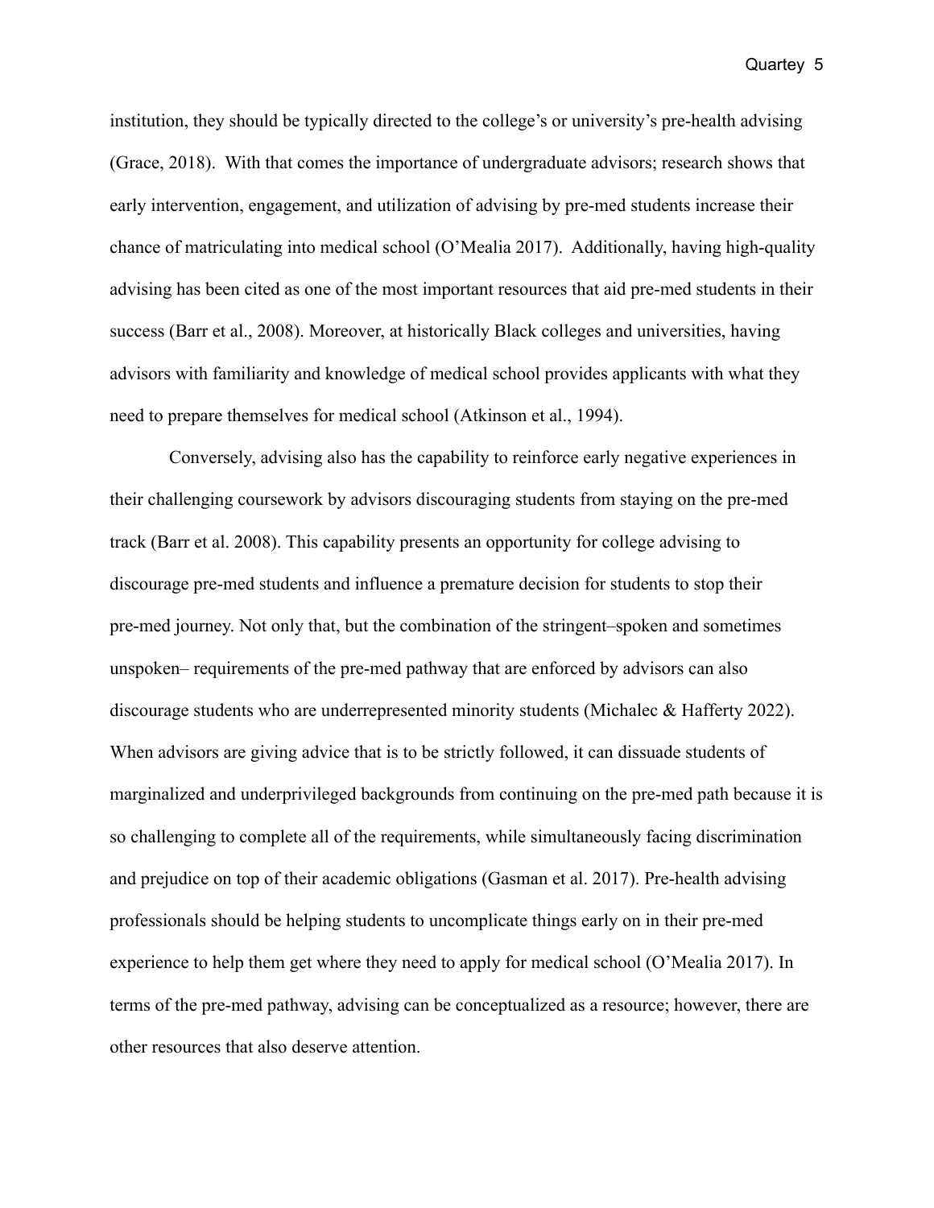institution, they should be typically directed to the college's or university's pre-health advising (Grace, 2018). With that comes the importance of undergraduate advisors; research shows that early intervention, engagement, and utilization of advising by pre-med students increase their chance of matriculating into medical school (O'Mealia 2017). Additionally, having high-quality advising has been cited as one of the most important resources that aid pre-med students in their success (Barr et al., 2008). Moreover, at historically Black colleges and universities, having advisors with familiarity and knowledge of medical school provides applicants with what they need to prepare themselves for medical school (Atkinson et al., 1994).

Conversely, advising also has the capability to reinforce early negative experiences in their challenging coursework by advisors discouraging students from staying on the pre-med track (Barr et al. 2008). This capability presents an opportunity for college advising to discourage pre-med students and influence a premature decision for students to stop their pre-med journey. Not only that, but the combination of the stringent–spoken and sometimes unspoken– requirements of the pre-med pathway that are enforced by advisors can also discourage students who are underrepresented minority students (Michalec & Hafferty 2022). When advisors are giving advice that is to be strictly followed, it can dissuade students of marginalized and underprivileged backgrounds from continuing on the pre-med path because it is so challenging to complete all of the requirements, while simultaneously facing discrimination and prejudice on top of their academic obligations (Gasman et al. 2017). Pre-health advising professionals should be helping students to uncomplicate things early on in their pre-med experience to help them get where they need to apply for medical school (O'Mealia 2017). In terms of the pre-med pathway, advising can be conceptualized as a resource; however, there are other resources that also deserve attention.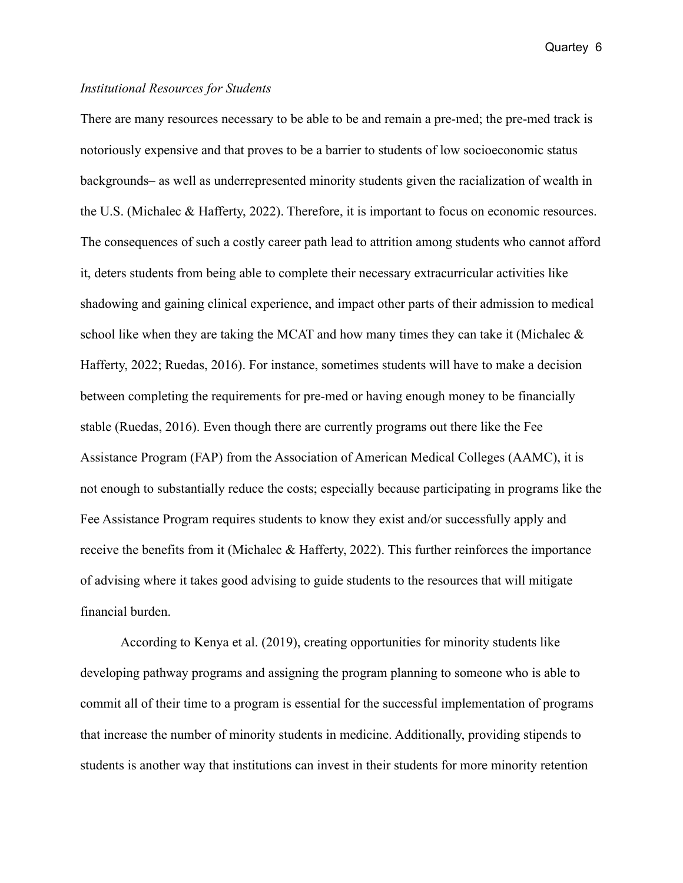*Institutional Resources for Students*

There are many resources necessary to be able to be and remain a pre-med; the pre-med track is notoriously expensive and that proves to be a barrier to students of low socioeconomic status backgrounds– as well as underrepresented minority students given the racialization of wealth in the U.S. (Michalec & Hafferty, 2022). Therefore, it is important to focus on economic resources. The consequences of such a costly career path lead to attrition among students who cannot afford it, deters students from being able to complete their necessary extracurricular activities like shadowing and gaining clinical experience, and impact other parts of their admission to medical school like when they are taking the MCAT and how many times they can take it (Michalec & Hafferty, 2022; Ruedas, 2016). For instance, sometimes students will have to make a decision between completing the requirements for pre-med or having enough money to be financially stable (Ruedas, 2016). Even though there are currently programs out there like the Fee Assistance Program (FAP) from the Association of American Medical Colleges (AAMC), it is not enough to substantially reduce the costs; especially because participating in programs like the Fee Assistance Program requires students to know they exist and/or successfully apply and receive the benefits from it (Michalec & Hafferty, 2022). This further reinforces the importance of advising where it takes good advising to guide students to the resources that will mitigate financial burden.

According to Kenya et al. (2019), creating opportunities for minority students like developing pathway programs and assigning the program planning to someone who is able to commit all of their time to a program is essential for the successful implementation of programs that increase the number of minority students in medicine. Additionally, providing stipends to students is another way that institutions can invest in their students for more minority retention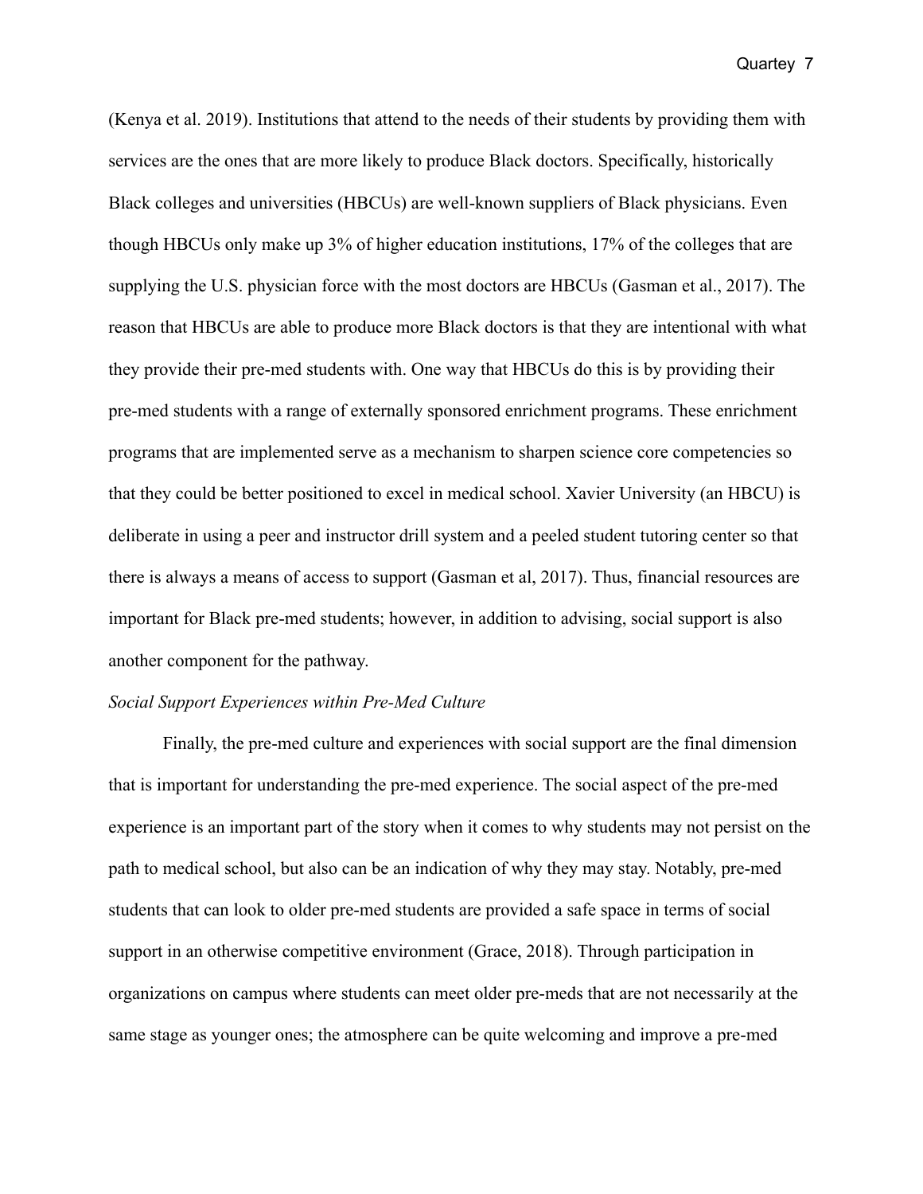(Kenya et al. 2019). Institutions that attend to the needs of their students by providing them with services are the ones that are more likely to produce Black doctors. Specifically, historically Black colleges and universities (HBCUs) are well-known suppliers of Black physicians. Even though HBCUs only make up 3% of higher education institutions, 17% of the colleges that are supplying the U.S. physician force with the most doctors are HBCUs (Gasman et al., 2017). The reason that HBCUs are able to produce more Black doctors is that they are intentional with what they provide their pre-med students with. One way that HBCUs do this is by providing their pre-med students with a range of externally sponsored enrichment programs. These enrichment programs that are implemented serve as a mechanism to sharpen science core competencies so that they could be better positioned to excel in medical school. Xavier University (an HBCU) is deliberate in using a peer and instructor drill system and a peeled student tutoring center so that there is always a means of access to support (Gasman et al, 2017). Thus, financial resources are important for Black pre-med students; however, in addition to advising, social support is also another component for the pathway.

*Social Support Experiences within Pre-Med Culture*

Finally, the pre-med culture and experiences with social support are the final dimension that is important for understanding the pre-med experience. The social aspect of the pre-med experience is an important part of the story when it comes to why students may not persist on the path to medical school, but also can be an indication of why they may stay. Notably, pre-med students that can look to older pre-med students are provided a safe space in terms of social support in an otherwise competitive environment (Grace, 2018). Through participation in organizations on campus where students can meet older pre-meds that are not necessarily at the same stage as younger ones; the atmosphere can be quite welcoming and improve a pre-med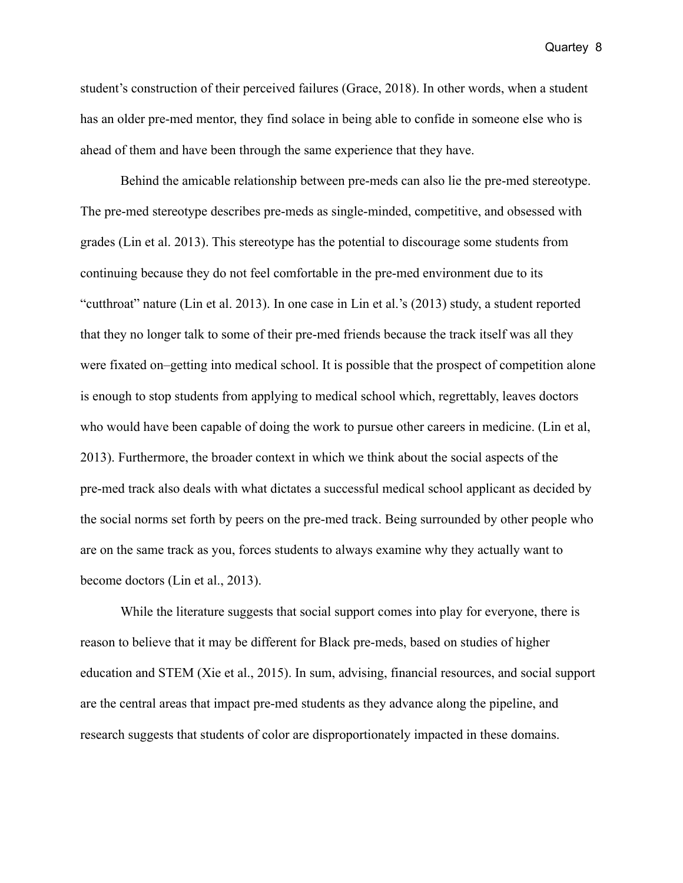student's construction of their perceived failures (Grace, 2018). In other words, when a student has an older pre-med mentor, they find solace in being able to confide in someone else who is ahead of them and have been through the same experience that they have.

Behind the amicable relationship between pre-meds can also lie the pre-med stereotype. The pre-med stereotype describes pre-meds as single-minded, competitive, and obsessed with grades (Lin et al. 2013). This stereotype has the potential to discourage some students from continuing because they do not feel comfortable in the pre-med environment due to its "cutthroat" nature (Lin et al. 2013). In one case in Lin et al.'s (2013) study, a student reported that they no longer talk to some of their pre-med friends because the track itself was all they were fixated on–getting into medical school. It is possible that the prospect of competition alone is enough to stop students from applying to medical school which, regrettably, leaves doctors who would have been capable of doing the work to pursue other careers in medicine. (Lin et al, 2013). Furthermore, the broader context in which we think about the social aspects of the pre-med track also deals with what dictates a successful medical school applicant as decided by the social norms set forth by peers on the pre-med track. Being surrounded by other people who are on the same track as you, forces students to always examine why they actually want to become doctors (Lin et al., 2013).

While the literature suggests that social support comes into play for everyone, there is reason to believe that it may be different for Black pre-meds, based on studies of higher education and STEM (Xie et al., 2015). In sum, advising, financial resources, and social support are the central areas that impact pre-med students as they advance along the pipeline, and research suggests that students of color are disproportionately impacted in these domains.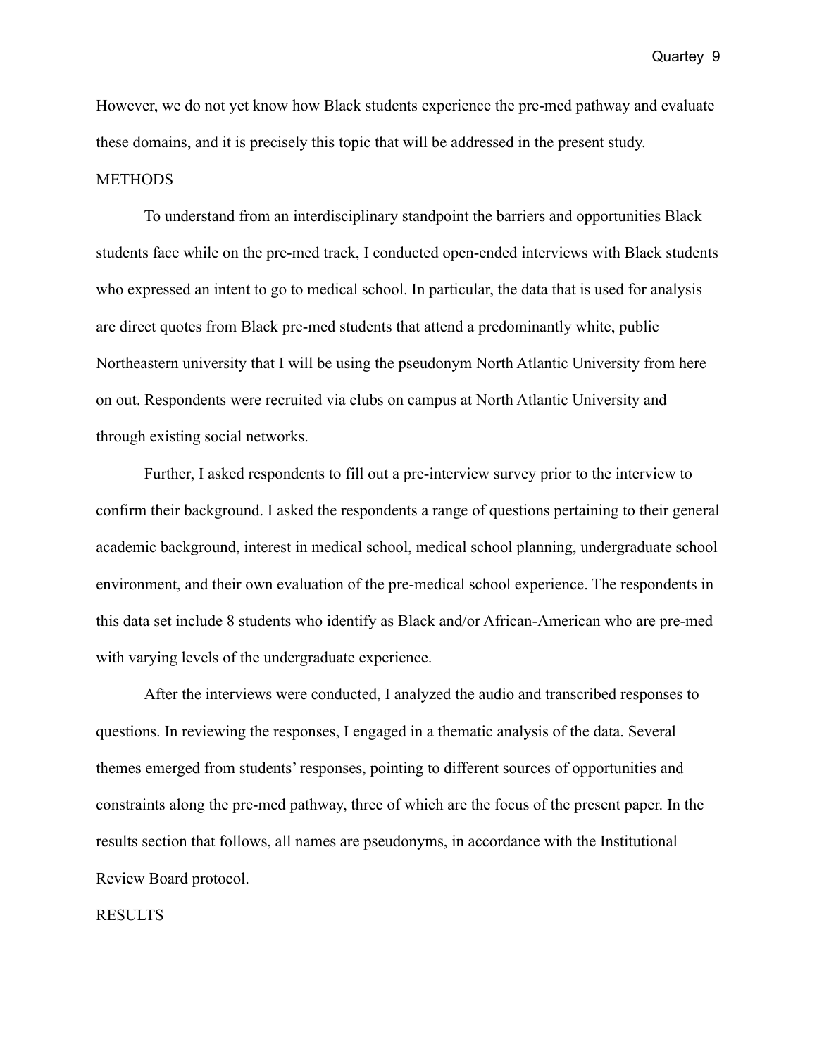However, we do not yet know how Black students experience the pre-med pathway and evaluate these domains, and it is precisely this topic that will be addressed in the present study.

## METHODS

To understand from an interdisciplinary standpoint the barriers and opportunities Black students face while on the pre-med track, I conducted open-ended interviews with Black students who expressed an intent to go to medical school. In particular, the data that is used for analysis are direct quotes from Black pre-med students that attend a predominantly white, public Northeastern university that I will be using the pseudonym North Atlantic University from here on out. Respondents were recruited via clubs on campus at North Atlantic University and through existing social networks.

Further, I asked respondents to fill out a pre-interview survey prior to the interview to confirm their background. I asked the respondents a range of questions pertaining to their general academic background, interest in medical school, medical school planning, undergraduate school environment, and their own evaluation of the pre-medical school experience. The respondents in this data set include 8 students who identify as Black and/or African-American who are pre-med with varying levels of the undergraduate experience.

After the interviews were conducted, I analyzed the audio and transcribed responses to questions. In reviewing the responses, I engaged in a thematic analysis of the data. Several themes emerged from students' responses, pointing to different sources of opportunities and constraints along the pre-med pathway, three of which are the focus of the present paper. In the results section that follows, all names are pseudonyms, in accordance with the Institutional Review Board protocol.

## RESULTS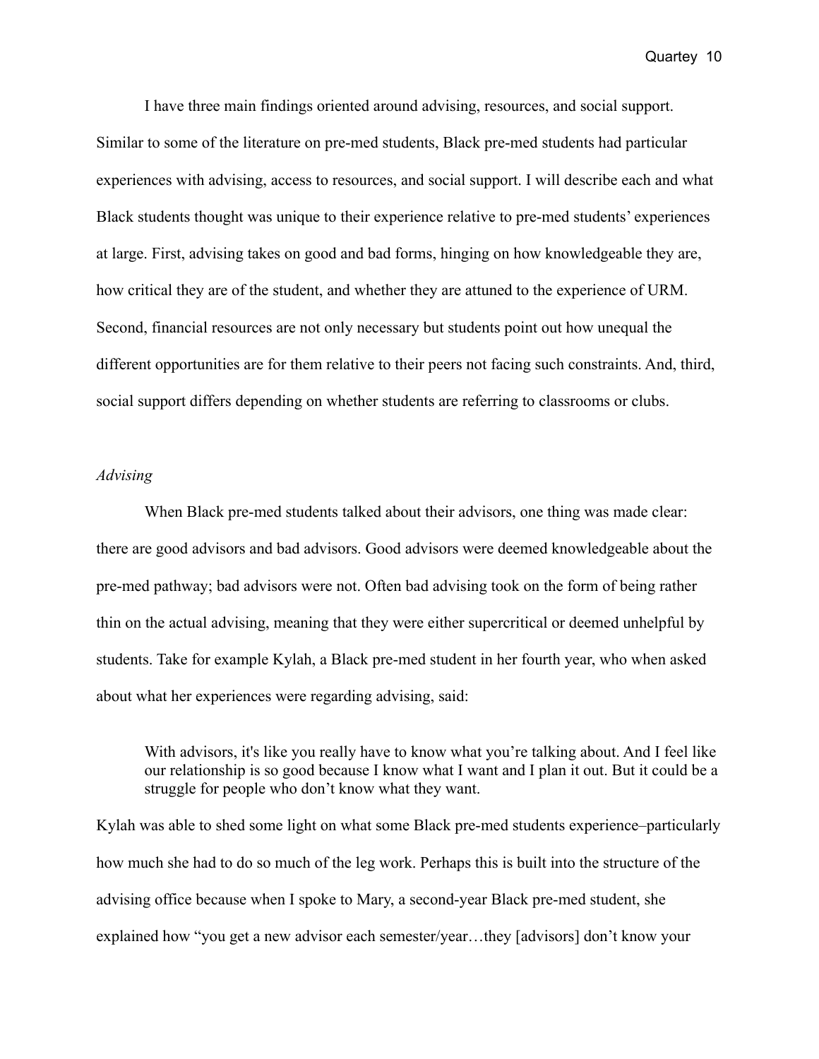I have three main findings oriented around advising, resources, and social support. Similar to some of the literature on pre-med students, Black pre-med students had particular experiences with advising, access to resources, and social support. I will describe each and what Black students thought was unique to their experience relative to pre-med students' experiences at large. First, advising takes on good and bad forms, hinging on how knowledgeable they are, how critical they are of the student, and whether they are attuned to the experience of URM. Second, financial resources are not only necessary but students point out how unequal the different opportunities are for them relative to their peers not facing such constraints. And, third, social support differs depending on whether students are referring to classrooms or clubs.

*Advising*

When Black pre-med students talked about their advisors, one thing was made clear: there are good advisors and bad advisors. Good advisors were deemed knowledgeable about the pre-med pathway; bad advisors were not. Often bad advising took on the form of being rather thin on the actual advising, meaning that they were either supercritical or deemed unhelpful by students. Take for example Kylah, a Black pre-med student in her fourth year, who when asked about what her experiences were regarding advising, said:

> With advisors, it's like you really have to know what you're talking about. And I feel like our relationship is so good because I know what I want and I plan it out. But it could be a struggle for people who don't know what they want.

Kylah was able to shed some light on what some Black pre-med students experience–particularly how much she had to do so much of the leg work. Perhaps this is built into the structure of the advising office because when I spoke to Mary, a second-year Black pre-med student, she explained how "you get a new advisor each semester/year…they [advisors] don't know your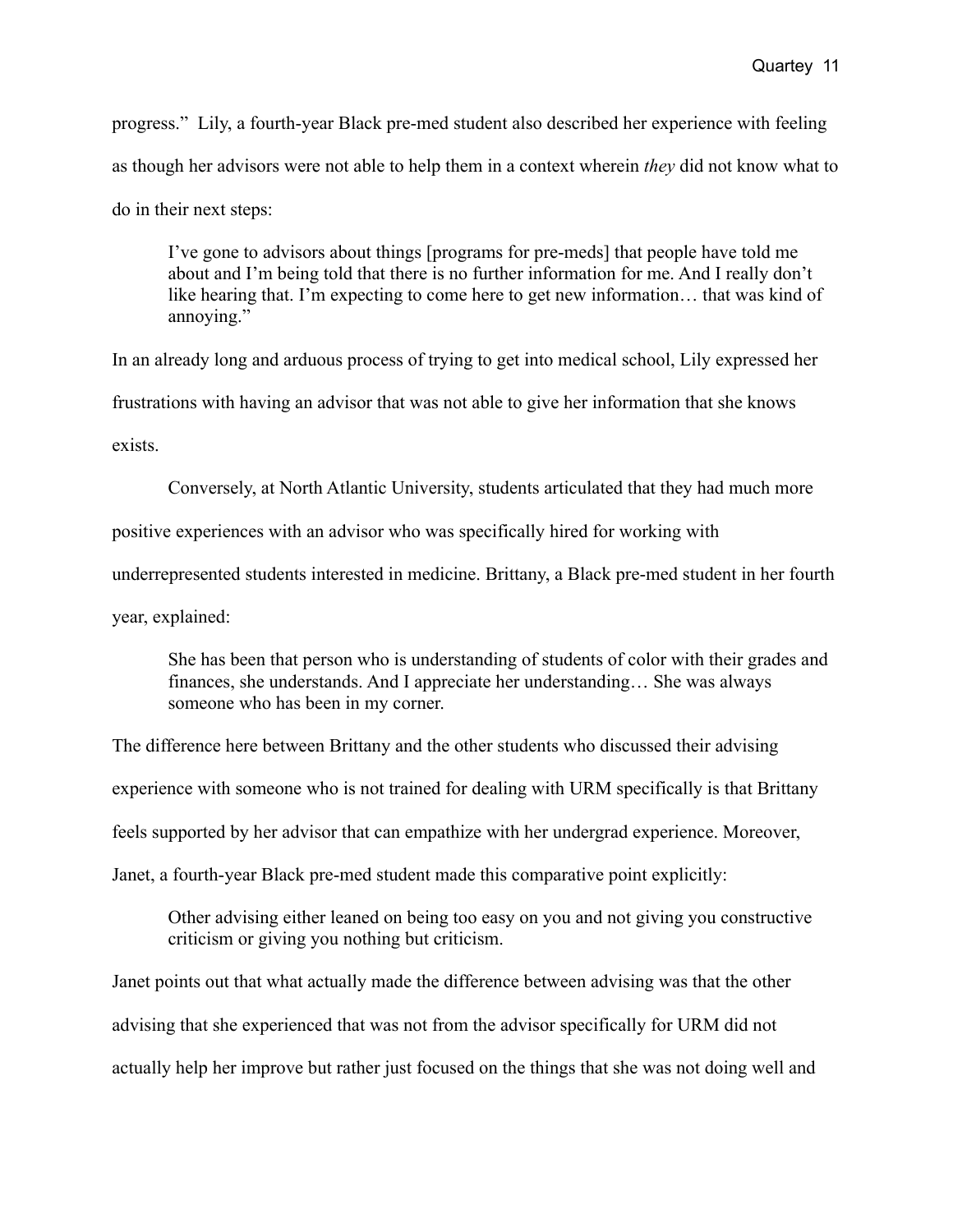progress." Lily, a fourth-year Black pre-med student also described her experience with feeling as though her advisors were not able to help them in a context wherein *they* did not know what to do in their next steps:

> I've gone to advisors about things [programs for pre-meds] that people have told me about and I'm being told that there is no further information for me. And I really don't like hearing that. I'm expecting to come here to get new information… that was kind of annoying."

In an already long and arduous process of trying to get into medical school, Lily expressed her frustrations with having an advisor that was not able to give her information that she knows exists.

Conversely, at North Atlantic University, students articulated that they had much more positive experiences with an advisor who was specifically hired for working with underrepresented students interested in medicine. Brittany, a Black pre-med student in her fourth year, explained:

> She has been that person who is understanding of students of color with their grades and finances, she understands. And I appreciate her understanding… She was always someone who has been in my corner.

The difference here between Brittany and the other students who discussed their advising experience with someone who is not trained for dealing with URM specifically is that Brittany feels supported by her advisor that can empathize with her undergrad experience. Moreover, Janet, a fourth-year Black pre-med student made this comparative point explicitly:

> Other advising either leaned on being too easy on you and not giving you constructive criticism or giving you nothing but criticism.

Janet points out that what actually made the difference between advising was that the other advising that she experienced that was not from the advisor specifically for URM did not actually help her improve but rather just focused on the things that she was not doing well and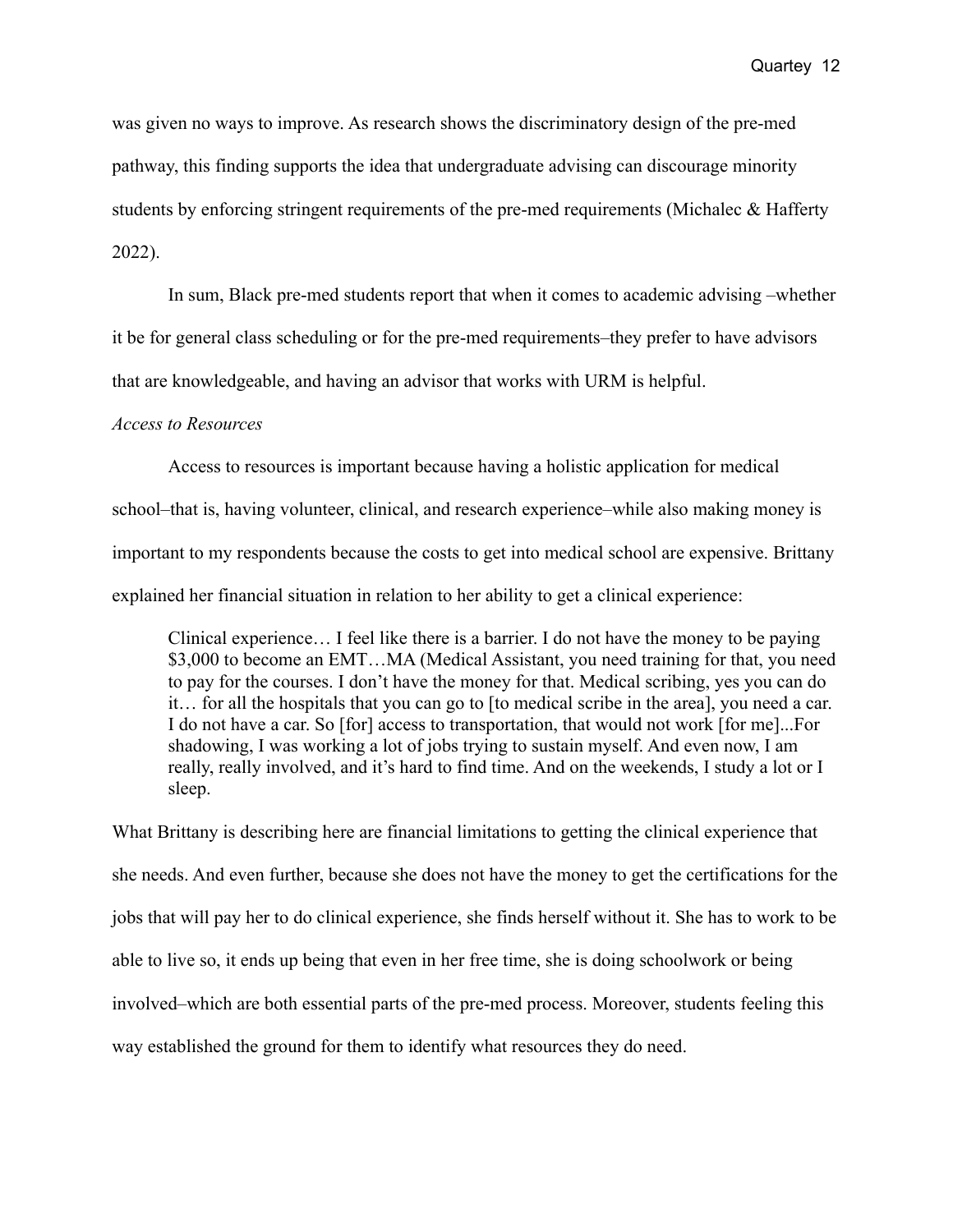was given no ways to improve. As research shows the discriminatory design of the pre-med pathway, this finding supports the idea that undergraduate advising can discourage minority students by enforcing stringent requirements of the pre-med requirements (Michalec & Hafferty 2022).

In sum, Black pre-med students report that when it comes to academic advising –whether it be for general class scheduling or for the pre-med requirements–they prefer to have advisors that are knowledgeable, and having an advisor that works with URM is helpful.

*Access to Resources*

Access to resources is important because having a holistic application for medical school–that is, having volunteer, clinical, and research experience–while also making money is important to my respondents because the costs to get into medical school are expensive. Brittany explained her financial situation in relation to her ability to get a clinical experience:

> Clinical experience… I feel like there is a barrier. I do not have the money to be paying $3,000 to become an EMT…MA (Medical Assistant, you need training for that, you need to pay for the courses. I don't have the money for that. Medical scribing, yes you can do it… for all the hospitals that you can go to [to medical scribe in the area], you need a car. I do not have a car. So [for] access to transportation, that would not work [for me]...For shadowing, I was working a lot of jobs trying to sustain myself. And even now, I am really, really involved, and it's hard to find time. And on the weekends, I study a lot or I sleep.

What Brittany is describing here are financial limitations to getting the clinical experience that she needs. And even further, because she does not have the money to get the certifications for the jobs that will pay her to do clinical experience, she finds herself without it. She has to work to be able to live so, it ends up being that even in her free time, she is doing schoolwork or being involved–which are both essential parts of the pre-med process. Moreover, students feeling this way established the ground for them to identify what resources they do need.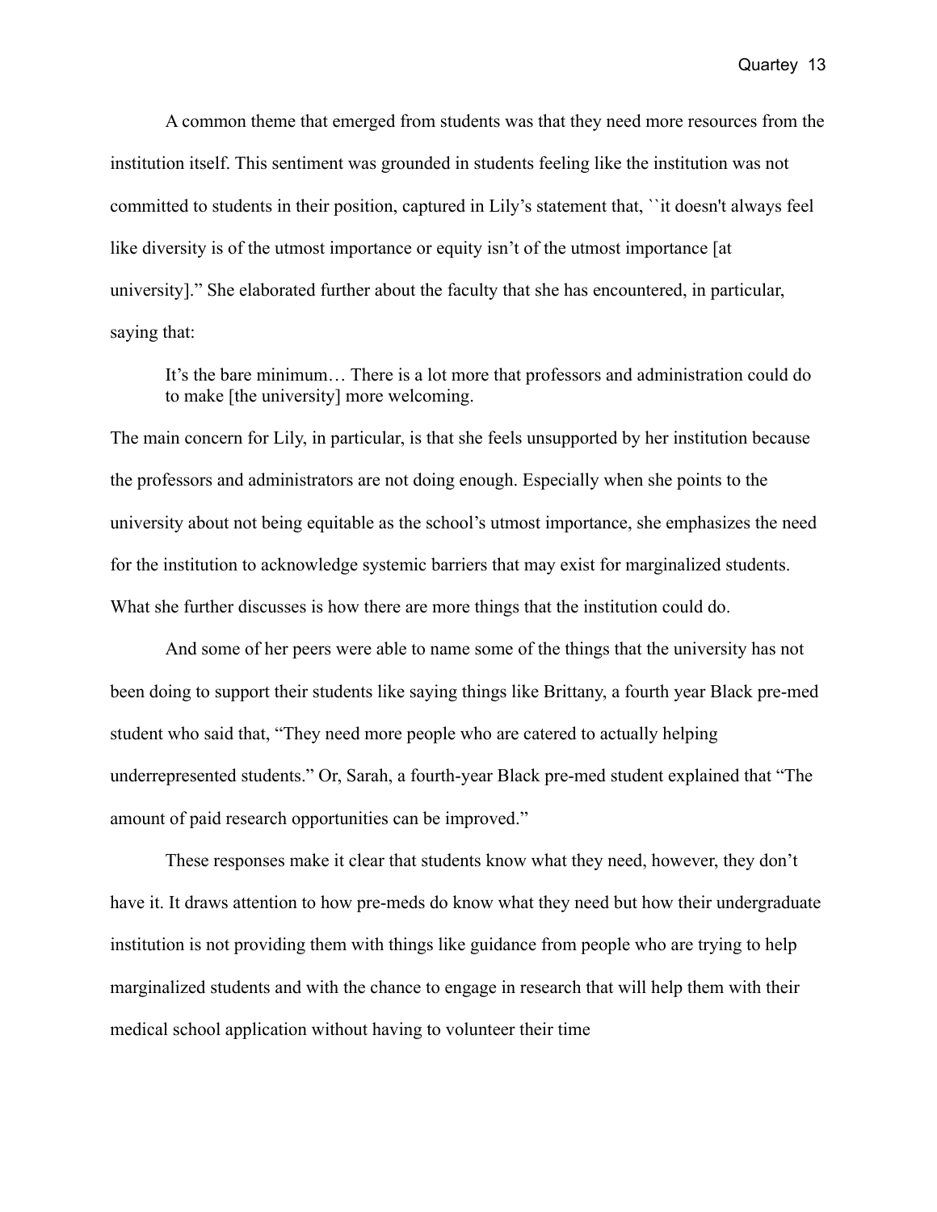A common theme that emerged from students was that they need more resources from the institution itself. This sentiment was grounded in students feeling like the institution was not committed to students in their position, captured in Lily's statement that, ``it doesn't always feel like diversity is of the utmost importance or equity isn't of the utmost importance [at university]." She elaborated further about the faculty that she has encountered, in particular, saying that:

> It's the bare minimum… There is a lot more that professors and administration could do to make [the university] more welcoming.

The main concern for Lily, in particular, is that she feels unsupported by her institution because the professors and administrators are not doing enough. Especially when she points to the university about not being equitable as the school's utmost importance, she emphasizes the need for the institution to acknowledge systemic barriers that may exist for marginalized students. What she further discusses is how there are more things that the institution could do.

And some of her peers were able to name some of the things that the university has not been doing to support their students like saying things like Brittany, a fourth year Black pre-med student who said that, "They need more people who are catered to actually helping underrepresented students." Or, Sarah, a fourth-year Black pre-med student explained that "The amount of paid research opportunities can be improved."

These responses make it clear that students know what they need, however, they don't have it. It draws attention to how pre-meds do know what they need but how their undergraduate institution is not providing them with things like guidance from people who are trying to help marginalized students and with the chance to engage in research that will help them with their medical school application without having to volunteer their time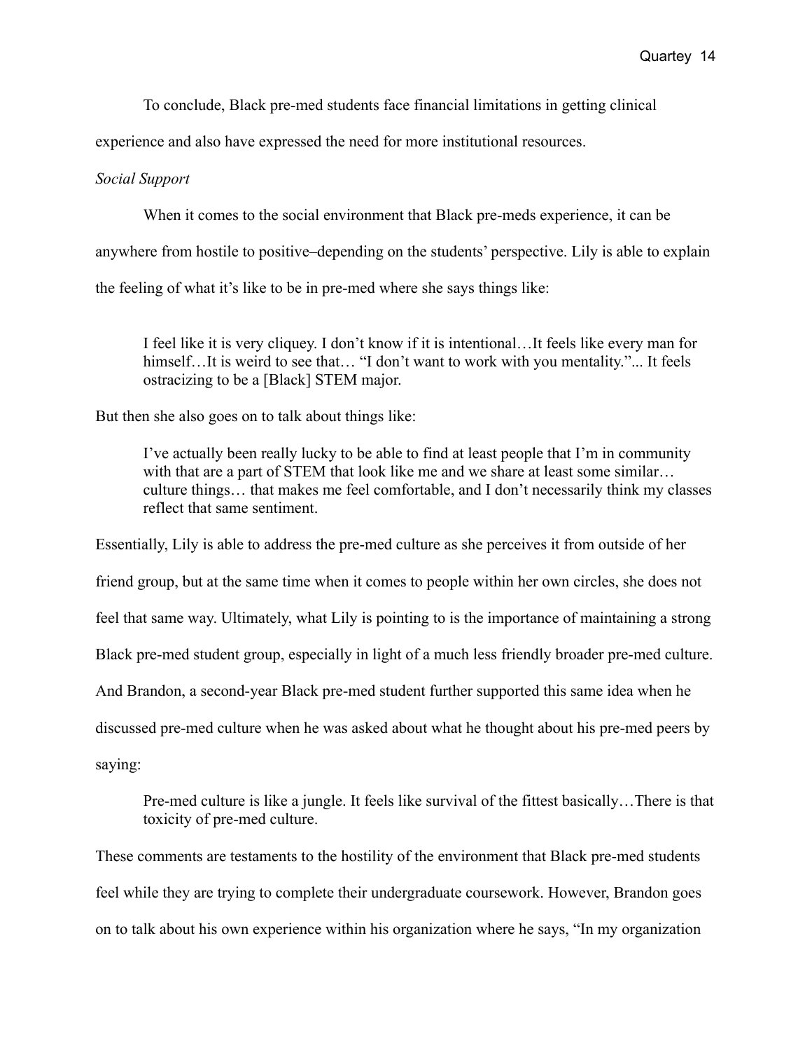To conclude, Black pre-med students face financial limitations in getting clinical experience and also have expressed the need for more institutional resources.

*Social Support*

When it comes to the social environment that Black pre-meds experience, it can be anywhere from hostile to positive–depending on the students' perspective. Lily is able to explain the feeling of what it's like to be in pre-med where she says things like:

> I feel like it is very cliquey. I don't know if it is intentional…It feels like every man for himself…It is weird to see that… "I don't want to work with you mentality."... It feels ostracizing to be a [Black] STEM major.

But then she also goes on to talk about things like:

> I've actually been really lucky to be able to find at least people that I'm in community with that are a part of STEM that look like me and we share at least some similar… culture things… that makes me feel comfortable, and I don't necessarily think my classes reflect that same sentiment.

Essentially, Lily is able to address the pre-med culture as she perceives it from outside of her friend group, but at the same time when it comes to people within her own circles, she does not feel that same way. Ultimately, what Lily is pointing to is the importance of maintaining a strong Black pre-med student group, especially in light of a much less friendly broader pre-med culture. And Brandon, a second-year Black pre-med student further supported this same idea when he discussed pre-med culture when he was asked about what he thought about his pre-med peers by saying:

> Pre-med culture is like a jungle. It feels like survival of the fittest basically…There is that toxicity of pre-med culture.

These comments are testaments to the hostility of the environment that Black pre-med students feel while they are trying to complete their undergraduate coursework. However, Brandon goes on to talk about his own experience within his organization where he says, "In my organization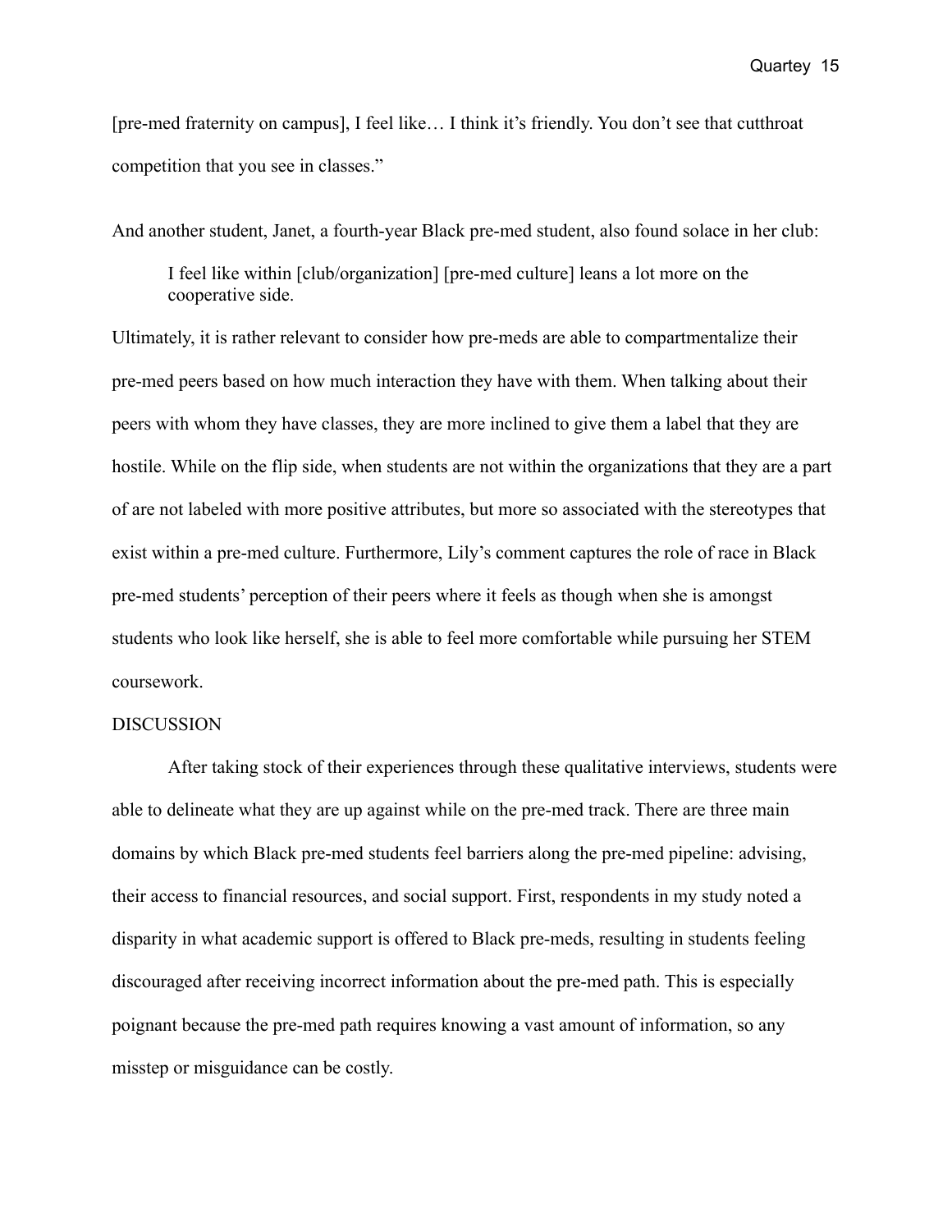[pre-med fraternity on campus], I feel like… I think it's friendly. You don't see that cutthroat competition that you see in classes."

And another student, Janet, a fourth-year Black pre-med student, also found solace in her club:

> I feel like within [club/organization] [pre-med culture] leans a lot more on the cooperative side.

Ultimately, it is rather relevant to consider how pre-meds are able to compartmentalize their pre-med peers based on how much interaction they have with them. When talking about their peers with whom they have classes, they are more inclined to give them a label that they are hostile. While on the flip side, when students are not within the organizations that they are a part of are not labeled with more positive attributes, but more so associated with the stereotypes that exist within a pre-med culture. Furthermore, Lily's comment captures the role of race in Black pre-med students' perception of their peers where it feels as though when she is amongst students who look like herself, she is able to feel more comfortable while pursuing her STEM coursework.

## DISCUSSION

After taking stock of their experiences through these qualitative interviews, students were able to delineate what they are up against while on the pre-med track. There are three main domains by which Black pre-med students feel barriers along the pre-med pipeline: advising, their access to financial resources, and social support. First, respondents in my study noted a disparity in what academic support is offered to Black pre-meds, resulting in students feeling discouraged after receiving incorrect information about the pre-med path. This is especially poignant because the pre-med path requires knowing a vast amount of information, so any misstep or misguidance can be costly.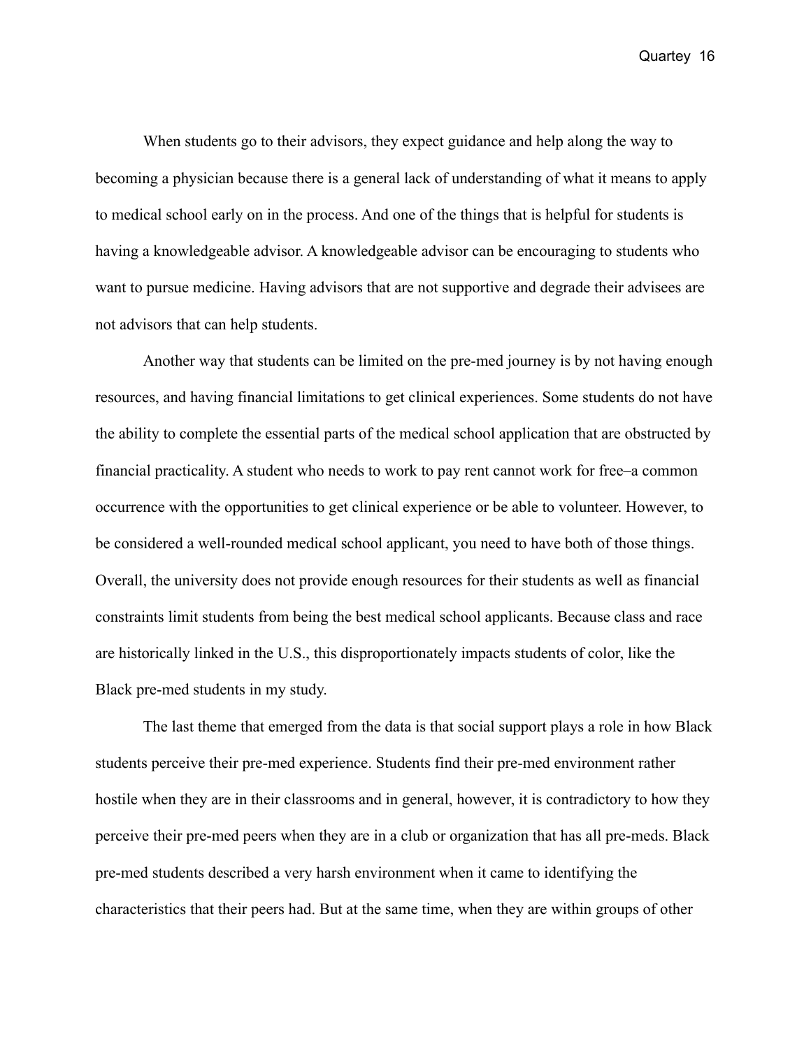When students go to their advisors, they expect guidance and help along the way to becoming a physician because there is a general lack of understanding of what it means to apply to medical school early on in the process. And one of the things that is helpful for students is having a knowledgeable advisor. A knowledgeable advisor can be encouraging to students who want to pursue medicine. Having advisors that are not supportive and degrade their advisees are not advisors that can help students.

Another way that students can be limited on the pre-med journey is by not having enough resources, and having financial limitations to get clinical experiences. Some students do not have the ability to complete the essential parts of the medical school application that are obstructed by financial practicality. A student who needs to work to pay rent cannot work for free–a common occurrence with the opportunities to get clinical experience or be able to volunteer. However, to be considered a well-rounded medical school applicant, you need to have both of those things. Overall, the university does not provide enough resources for their students as well as financial constraints limit students from being the best medical school applicants. Because class and race are historically linked in the U.S., this disproportionately impacts students of color, like the Black pre-med students in my study.

The last theme that emerged from the data is that social support plays a role in how Black students perceive their pre-med experience. Students find their pre-med environment rather hostile when they are in their classrooms and in general, however, it is contradictory to how they perceive their pre-med peers when they are in a club or organization that has all pre-meds. Black pre-med students described a very harsh environment when it came to identifying the characteristics that their peers had. But at the same time, when they are within groups of other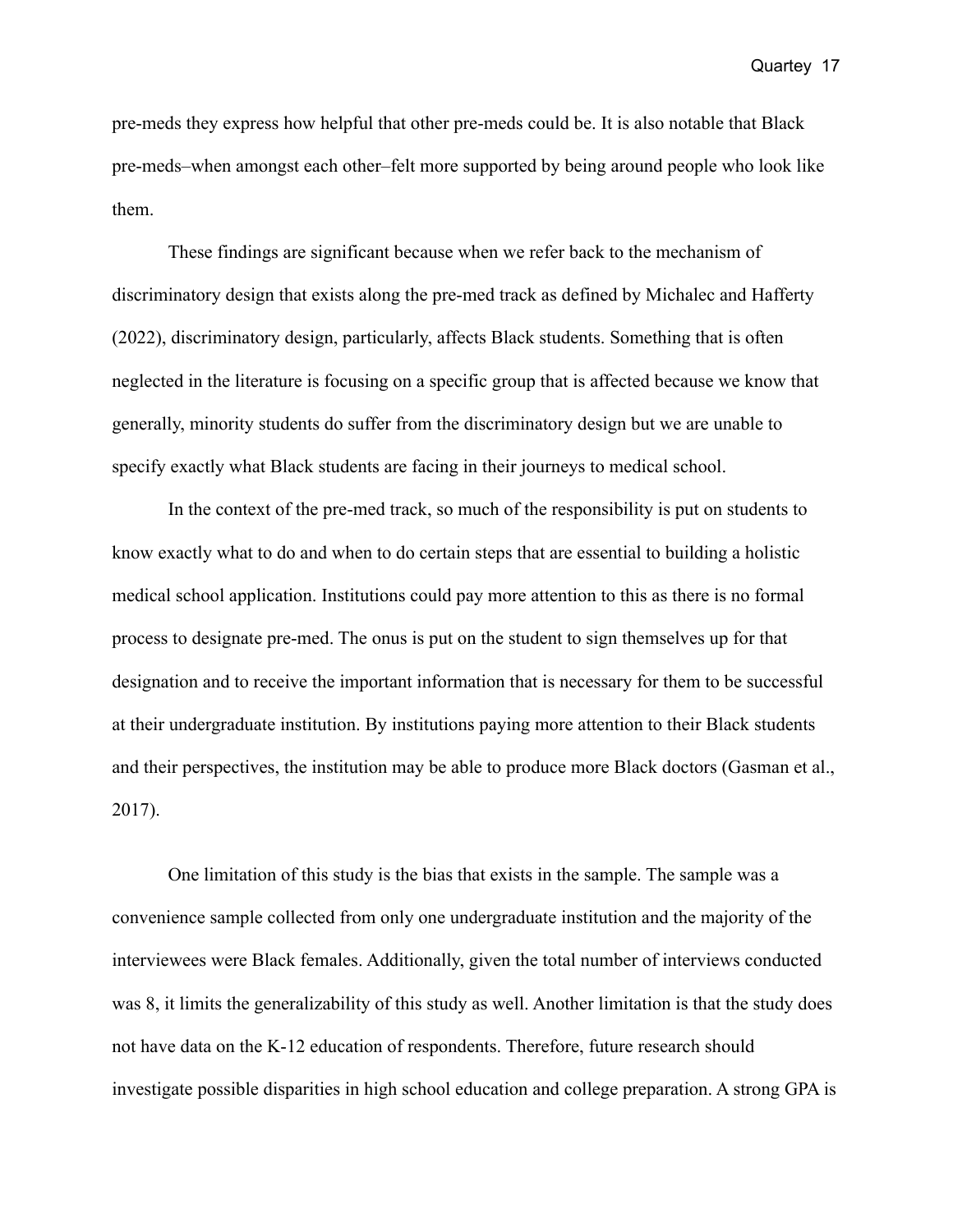pre-meds they express how helpful that other pre-meds could be. It is also notable that Black pre-meds–when amongst each other–felt more supported by being around people who look like them.

These findings are significant because when we refer back to the mechanism of discriminatory design that exists along the pre-med track as defined by Michalec and Hafferty (2022), discriminatory design, particularly, affects Black students. Something that is often neglected in the literature is focusing on a specific group that is affected because we know that generally, minority students do suffer from the discriminatory design but we are unable to specify exactly what Black students are facing in their journeys to medical school.

In the context of the pre-med track, so much of the responsibility is put on students to know exactly what to do and when to do certain steps that are essential to building a holistic medical school application. Institutions could pay more attention to this as there is no formal process to designate pre-med. The onus is put on the student to sign themselves up for that designation and to receive the important information that is necessary for them to be successful at their undergraduate institution. By institutions paying more attention to their Black students and their perspectives, the institution may be able to produce more Black doctors (Gasman et al., 2017).

One limitation of this study is the bias that exists in the sample. The sample was a convenience sample collected from only one undergraduate institution and the majority of the interviewees were Black females. Additionally, given the total number of interviews conducted was 8, it limits the generalizability of this study as well. Another limitation is that the study does not have data on the K-12 education of respondents. Therefore, future research should investigate possible disparities in high school education and college preparation. A strong GPA is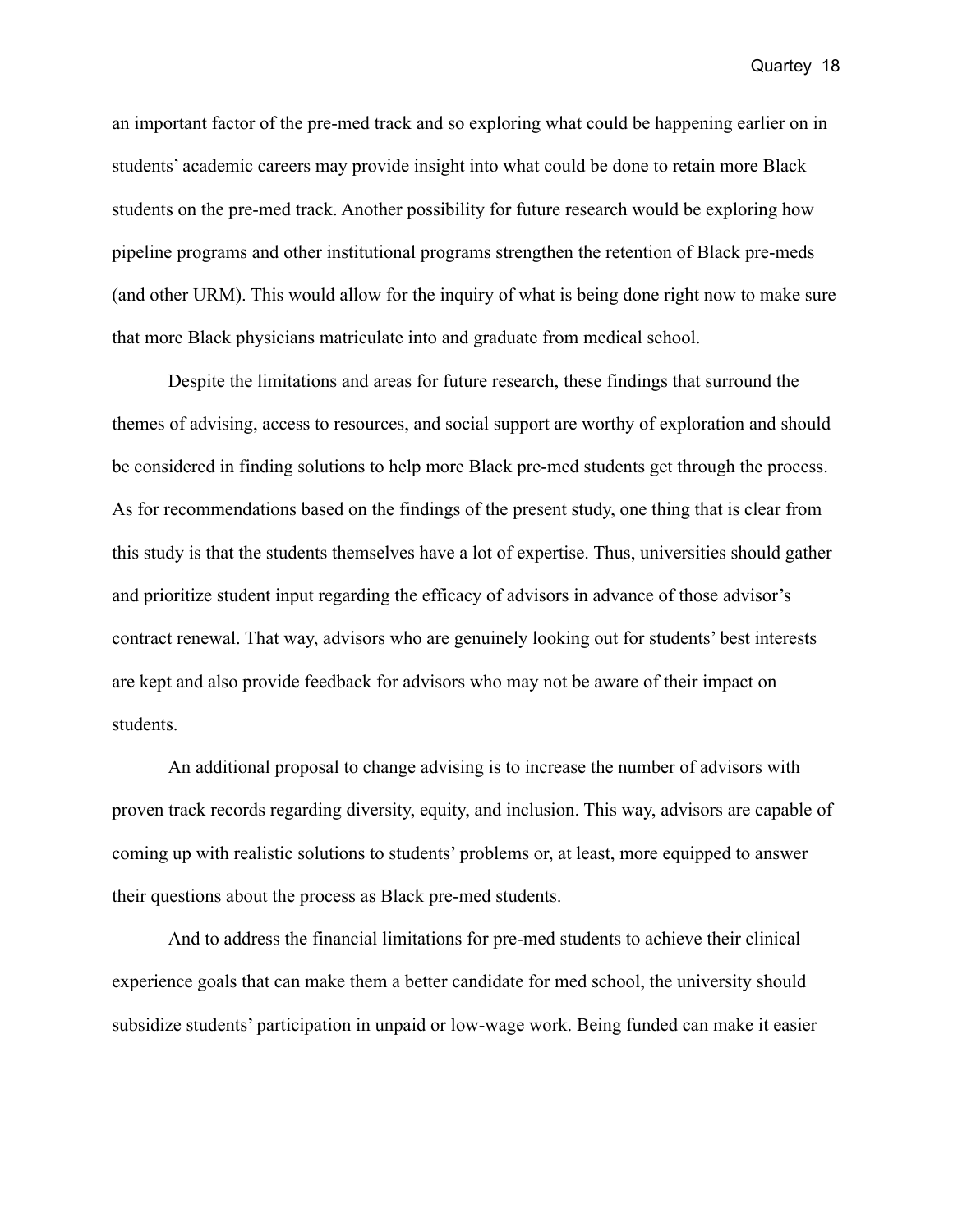an important factor of the pre-med track and so exploring what could be happening earlier on in students' academic careers may provide insight into what could be done to retain more Black students on the pre-med track. Another possibility for future research would be exploring how pipeline programs and other institutional programs strengthen the retention of Black pre-meds (and other URM). This would allow for the inquiry of what is being done right now to make sure that more Black physicians matriculate into and graduate from medical school.

Despite the limitations and areas for future research, these findings that surround the themes of advising, access to resources, and social support are worthy of exploration and should be considered in finding solutions to help more Black pre-med students get through the process. As for recommendations based on the findings of the present study, one thing that is clear from this study is that the students themselves have a lot of expertise. Thus, universities should gather and prioritize student input regarding the efficacy of advisors in advance of those advisor's contract renewal. That way, advisors who are genuinely looking out for students' best interests are kept and also provide feedback for advisors who may not be aware of their impact on students.

An additional proposal to change advising is to increase the number of advisors with proven track records regarding diversity, equity, and inclusion. This way, advisors are capable of coming up with realistic solutions to students' problems or, at least, more equipped to answer their questions about the process as Black pre-med students.

And to address the financial limitations for pre-med students to achieve their clinical experience goals that can make them a better candidate for med school, the university should subsidize students' participation in unpaid or low-wage work. Being funded can make it easier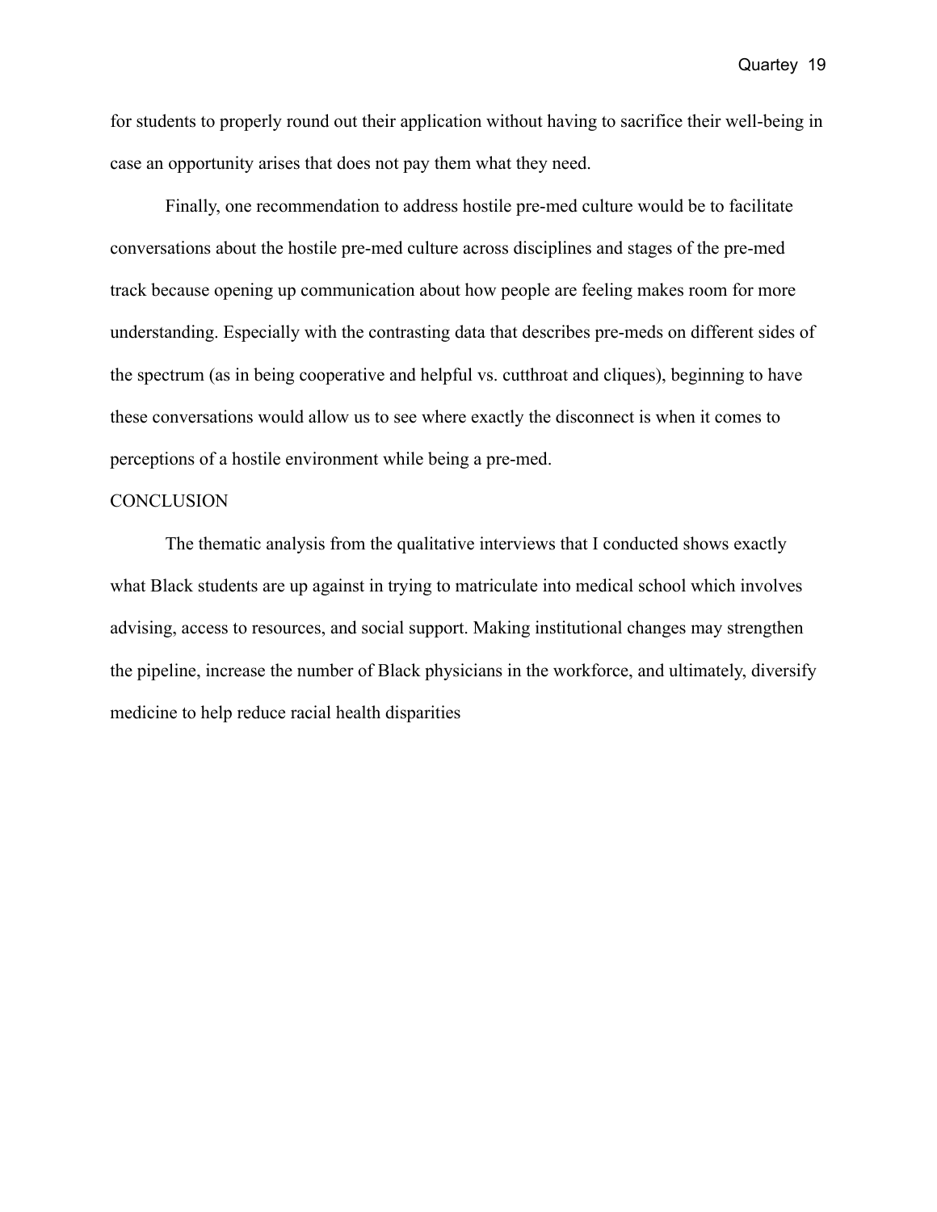for students to properly round out their application without having to sacrifice their well-being in case an opportunity arises that does not pay them what they need.

Finally, one recommendation to address hostile pre-med culture would be to facilitate conversations about the hostile pre-med culture across disciplines and stages of the pre-med track because opening up communication about how people are feeling makes room for more understanding. Especially with the contrasting data that describes pre-meds on different sides of the spectrum (as in being cooperative and helpful vs. cutthroat and cliques), beginning to have these conversations would allow us to see where exactly the disconnect is when it comes to perceptions of a hostile environment while being a pre-med.

## CONCLUSION

The thematic analysis from the qualitative interviews that I conducted shows exactly what Black students are up against in trying to matriculate into medical school which involves advising, access to resources, and social support. Making institutional changes may strengthen the pipeline, increase the number of Black physicians in the workforce, and ultimately, diversify medicine to help reduce racial health disparities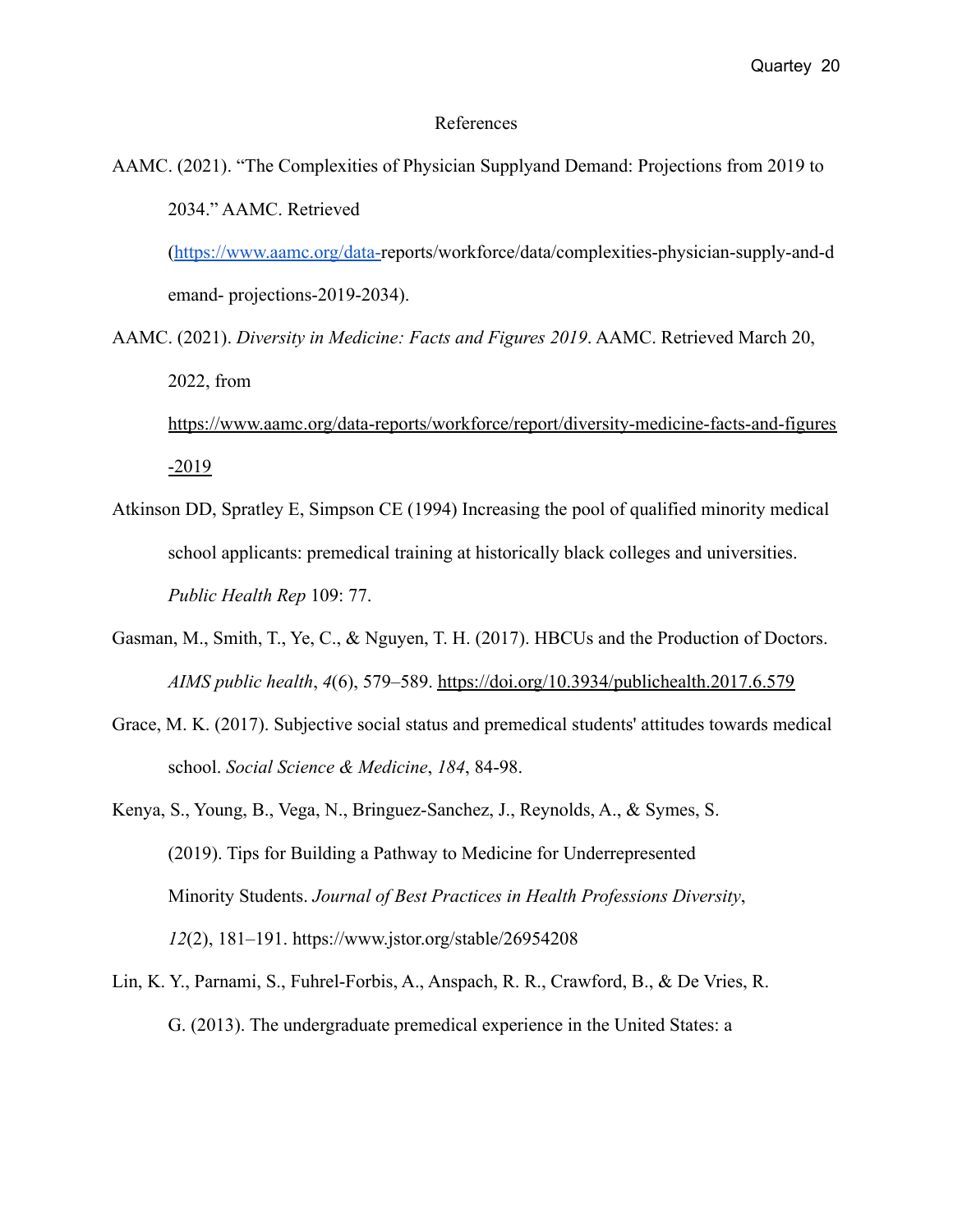# References

AAMC. (2021). "The Complexities of Physician Supplyand Demand: Projections from 2019 to 2034." AAMC. Retrieved (https://www.aamc.org/data-reports/workforce/data/complexities-physician-supply-and-demand- projections-2019-2034).

AAMC. (2021). *Diversity in Medicine: Facts and Figures 2019*. AAMC. Retrieved March 20, 2022, from https://www.aamc.org/data-reports/workforce/report/diversity-medicine-facts-and-figures-2019

Atkinson DD, Spratley E, Simpson CE (1994) Increasing the pool of qualified minority medical school applicants: premedical training at historically black colleges and universities. *Public Health Rep* 109: 77.

Gasman, M., Smith, T., Ye, C., & Nguyen, T. H. (2017). HBCUs and the Production of Doctors. *AIMS public health*, *4*(6), 579–589. https://doi.org/10.3934/publichealth.2017.6.579

Grace, M. K. (2017). Subjective social status and premedical students' attitudes towards medical school. *Social Science & Medicine*, *184*, 84-98.

Kenya, S., Young, B., Vega, N., Bringuez-Sanchez, J., Reynolds, A., & Symes, S. (2019). Tips for Building a Pathway to Medicine for Underrepresented Minority Students. *Journal of Best Practices in Health Professions Diversity*, *12*(2), 181–191. https://www.jstor.org/stable/26954208

Lin, K. Y., Parnami, S., Fuhrel-Forbis, A., Anspach, R. R., Crawford, B., & De Vries, R. G. (2013). The undergraduate premedical experience in the United States: a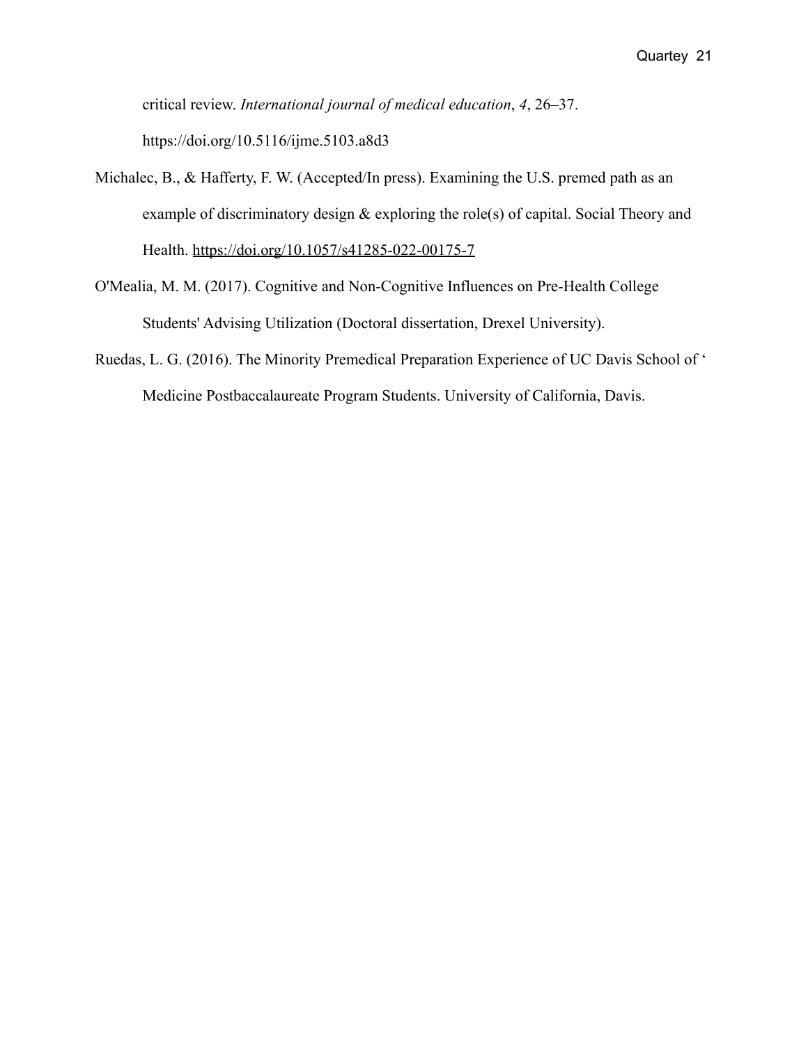critical review. *International journal of medical education*, *4*, 26–37. https://doi.org/10.5116/ijme.5103.a8d3

Michalec, B., & Hafferty, F. W. (Accepted/In press). Examining the U.S. premed path as an example of discriminatory design & exploring the role(s) of capital. Social Theory and Health. https://doi.org/10.1057/s41285-022-00175-7

O'Mealia, M. M. (2017). Cognitive and Non-Cognitive Influences on Pre-Health College Students' Advising Utilization (Doctoral dissertation, Drexel University).

Ruedas, L. G. (2016). The Minority Premedical Preparation Experience of UC Davis School of ‘ Medicine Postbaccalaureate Program Students. University of California, Davis.